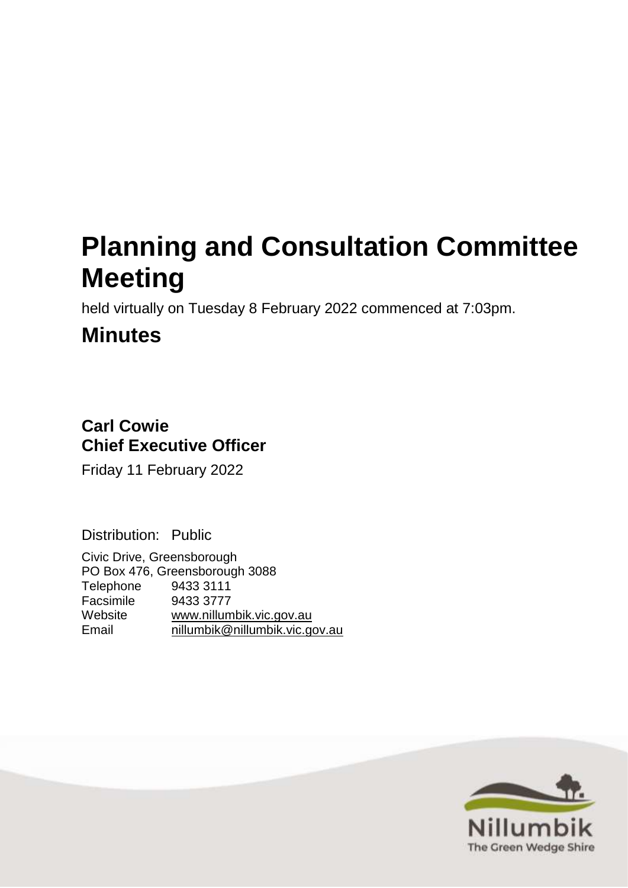# Planning and Consultation Committee Meeting

held virtually on Tuesday 8 February 2022 commenced at 7:03pm.

## Minutes

**Carl Cowie**
**Chief Executive Officer**

Friday 11 February 2022

Distribution: Public

Civic Drive, Greensborough
PO Box 476, Greensborough 3088

| | |
|---|---|
| Telephone | 9433 3111 |
| Facsimile | 9433 3777 |
| Website | www.nillumbik.vic.gov.au |
| Email | nillumbik@nillumbik.vic.gov.au |

Nillumbik
The Green Wedge Shire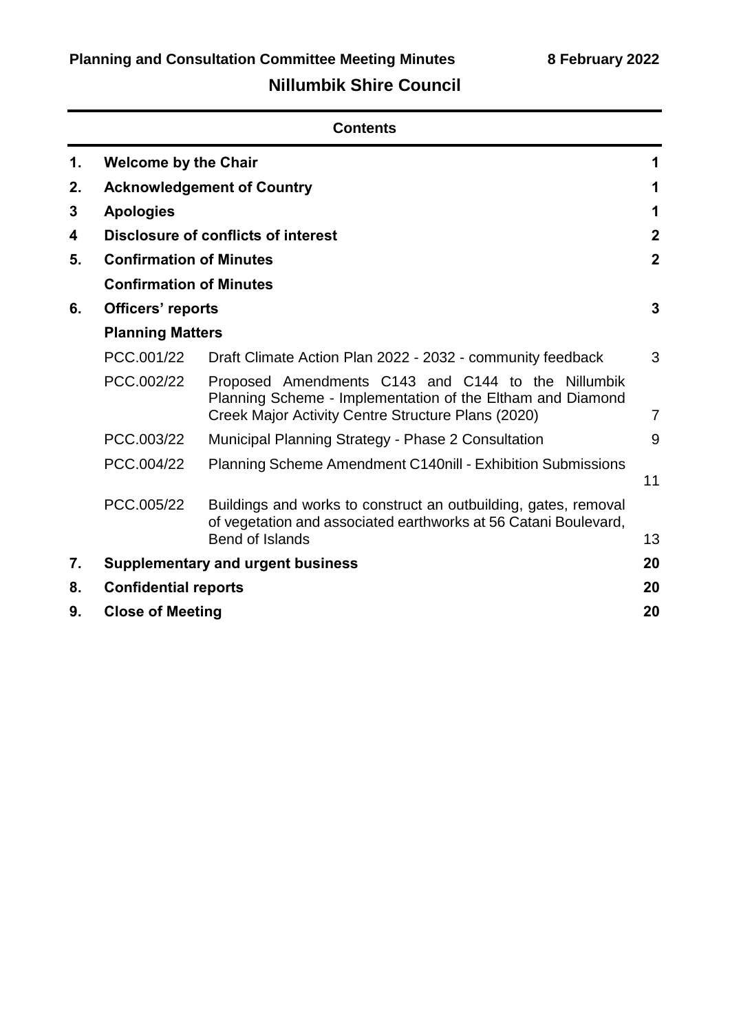## Contents

| | | | |
|---|---|---|---|
| **1.** | **Welcome by the Chair** | | **1** |
| **2.** | **Acknowledgement of Country** | | **1** |
| **3** | **Apologies** | | **1** |
| **4** | **Disclosure of conflicts of interest** | | **2** |
| **5.** | **Confirmation of Minutes** | | **2** |
| | **Confirmation of Minutes** | | |
| **6.** | **Officers' reports** | | **3** |
| | **Planning Matters** | | |
| | PCC.001/22 | Draft Climate Action Plan 2022 - 2032 - community feedback | 3 |
| | PCC.002/22 | Proposed Amendments C143 and C144 to the Nillumbik Planning Scheme - Implementation of the Eltham and Diamond Creek Major Activity Centre Structure Plans (2020) | 7 |
| | PCC.003/22 | Municipal Planning Strategy - Phase 2 Consultation | 9 |
| | PCC.004/22 | Planning Scheme Amendment C140nill - Exhibition Submissions | 11 |
| | PCC.005/22 | Buildings and works to construct an outbuilding, gates, removal of vegetation and associated earthworks at 56 Catani Boulevard, Bend of Islands | 13 |
| **7.** | **Supplementary and urgent business** | | **20** |
| **8.** | **Confidential reports** | | **20** |
| **9.** | **Close of Meeting** | | **20** |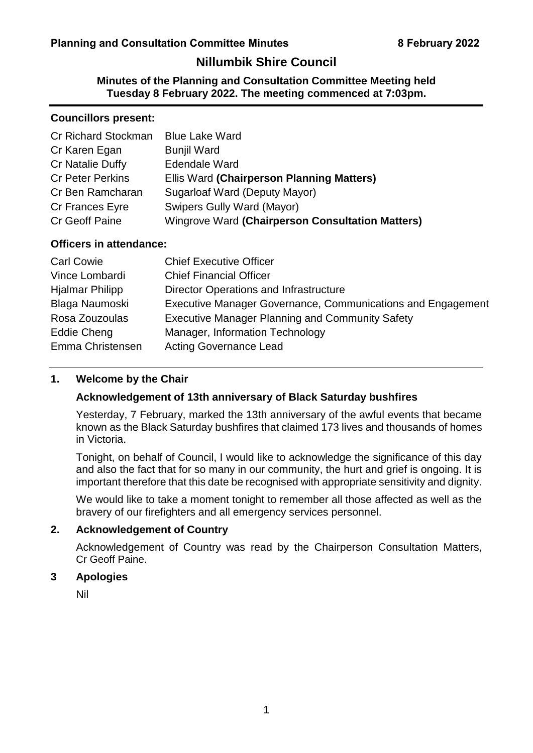# Nillumbik Shire Council

**Minutes of the Planning and Consultation Committee Meeting held Tuesday 8 February 2022. The meeting commenced at 7:03pm.**

---

**Councillors present:**

| | |
|---|---|
| Cr Richard Stockman | Blue Lake Ward |
| Cr Karen Egan | Bunjil Ward |
| Cr Natalie Duffy | Edendale Ward |
| Cr Peter Perkins | Ellis Ward **(Chairperson Planning Matters)** |
| Cr Ben Ramcharan | Sugarloaf Ward (Deputy Mayor) |
| Cr Frances Eyre | Swipers Gully Ward (Mayor) |
| Cr Geoff Paine | Wingrove Ward **(Chairperson Consultation Matters)** |

**Officers in attendance:**

| | |
|---|---|
| Carl Cowie | Chief Executive Officer |
| Vince Lombardi | Chief Financial Officer |
| Hjalmar Philipp | Director Operations and Infrastructure |
| Blaga Naumoski | Executive Manager Governance, Communications and Engagement |
| Rosa Zouzoulas | Executive Manager Planning and Community Safety |
| Eddie Cheng | Manager, Information Technology |
| Emma Christensen | Acting Governance Lead |

---

## 1. Welcome by the Chair

### Acknowledgement of 13th anniversary of Black Saturday bushfires

Yesterday, 7 February, marked the 13th anniversary of the awful events that became known as the Black Saturday bushfires that claimed 173 lives and thousands of homes in Victoria.

Tonight, on behalf of Council, I would like to acknowledge the significance of this day and also the fact that for so many in our community, the hurt and grief is ongoing. It is important therefore that this date be recognised with appropriate sensitivity and dignity.

We would like to take a moment tonight to remember all those affected as well as the bravery of our firefighters and all emergency services personnel.

## 2. Acknowledgement of Country

Acknowledgement of Country was read by the Chairperson Consultation Matters, Cr Geoff Paine.

## 3 Apologies

Nil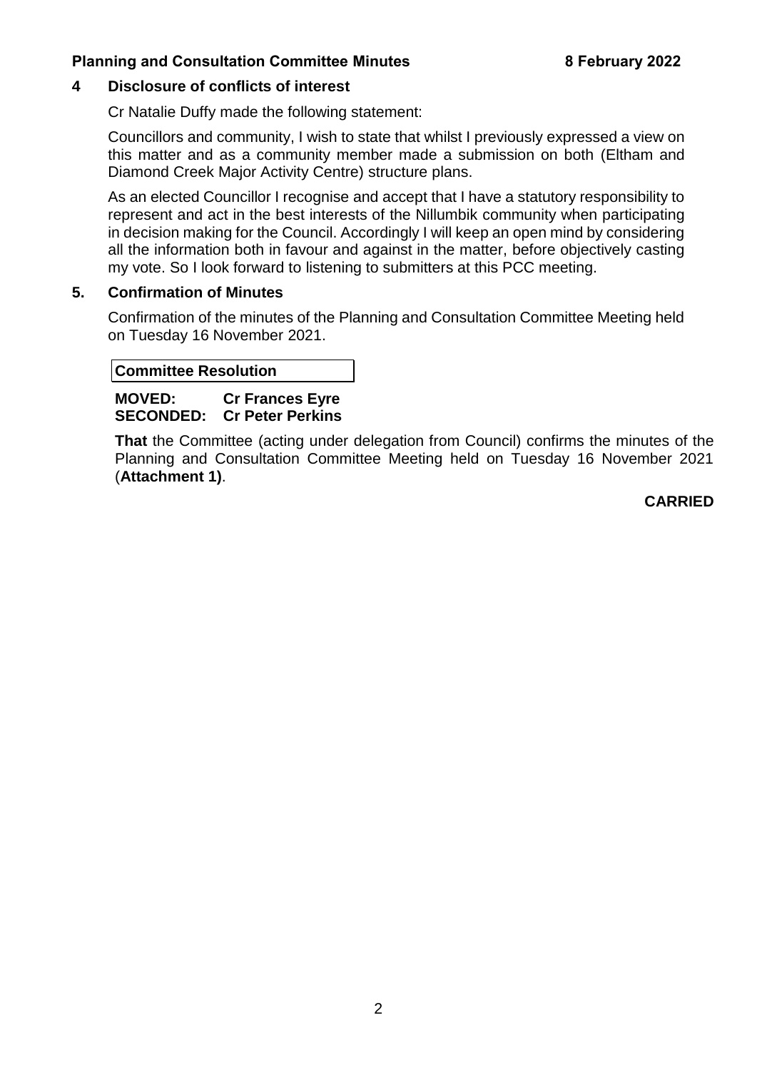## 4 Disclosure of conflicts of interest

Cr Natalie Duffy made the following statement:

Councillors and community, I wish to state that whilst I previously expressed a view on this matter and as a community member made a submission on both (Eltham and Diamond Creek Major Activity Centre) structure plans.

As an elected Councillor I recognise and accept that I have a statutory responsibility to represent and act in the best interests of the Nillumbik community when participating in decision making for the Council. Accordingly I will keep an open mind by considering all the information both in favour and against in the matter, before objectively casting my vote. So I look forward to listening to submitters at this PCC meeting.

## 5. Confirmation of Minutes

Confirmation of the minutes of the Planning and Consultation Committee Meeting held on Tuesday 16 November 2021.

**Committee Resolution**

**MOVED: Cr Frances Eyre**
**SECONDED: Cr Peter Perkins**

**That** the Committee (acting under delegation from Council) confirms the minutes of the Planning and Consultation Committee Meeting held on Tuesday 16 November 2021 (**Attachment 1)**.

**CARRIED**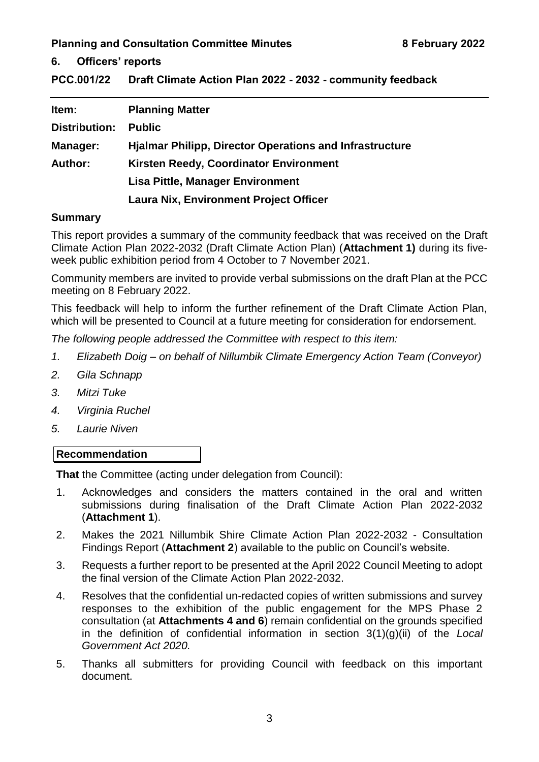## 6. Officers' reports

### PCC.001/22 Draft Climate Action Plan 2022 - 2032 - community feedback

| | |
|---|---|
| **Item:** | **Planning Matter** |
| **Distribution:** | **Public** |
| **Manager:** | **Hjalmar Philipp, Director Operations and Infrastructure** |
| **Author:** | **Kirsten Reedy, Coordinator Environment** |
| | **Lisa Pittle, Manager Environment** |
| | **Laura Nix, Environment Project Officer** |

**Summary**

This report provides a summary of the community feedback that was received on the Draft Climate Action Plan 2022-2032 (Draft Climate Action Plan) (**Attachment 1)** during its five-week public exhibition period from 4 October to 7 November 2021.

Community members are invited to provide verbal submissions on the draft Plan at the PCC meeting on 8 February 2022.

This feedback will help to inform the further refinement of the Draft Climate Action Plan, which will be presented to Council at a future meeting for consideration for endorsement.

*The following people addressed the Committee with respect to this item:*

1. *Elizabeth Doig – on behalf of Nillumbik Climate Emergency Action Team (Conveyor)*
2. *Gila Schnapp*
3. *Mitzi Tuke*
4. *Virginia Ruchel*
5. *Laurie Niven*

**Recommendation**

**That** the Committee (acting under delegation from Council):

1. Acknowledges and considers the matters contained in the oral and written submissions during finalisation of the Draft Climate Action Plan 2022-2032 (**Attachment 1**).
2. Makes the 2021 Nillumbik Shire Climate Action Plan 2022-2032 - Consultation Findings Report (**Attachment 2**) available to the public on Council's website.
3. Requests a further report to be presented at the April 2022 Council Meeting to adopt the final version of the Climate Action Plan 2022-2032.
4. Resolves that the confidential un-redacted copies of written submissions and survey responses to the exhibition of the public engagement for the MPS Phase 2 consultation (at **Attachments 4 and 6**) remain confidential on the grounds specified in the definition of confidential information in section 3(1)(g)(ii) of the *Local Government Act 2020.*
5. Thanks all submitters for providing Council with feedback on this important document.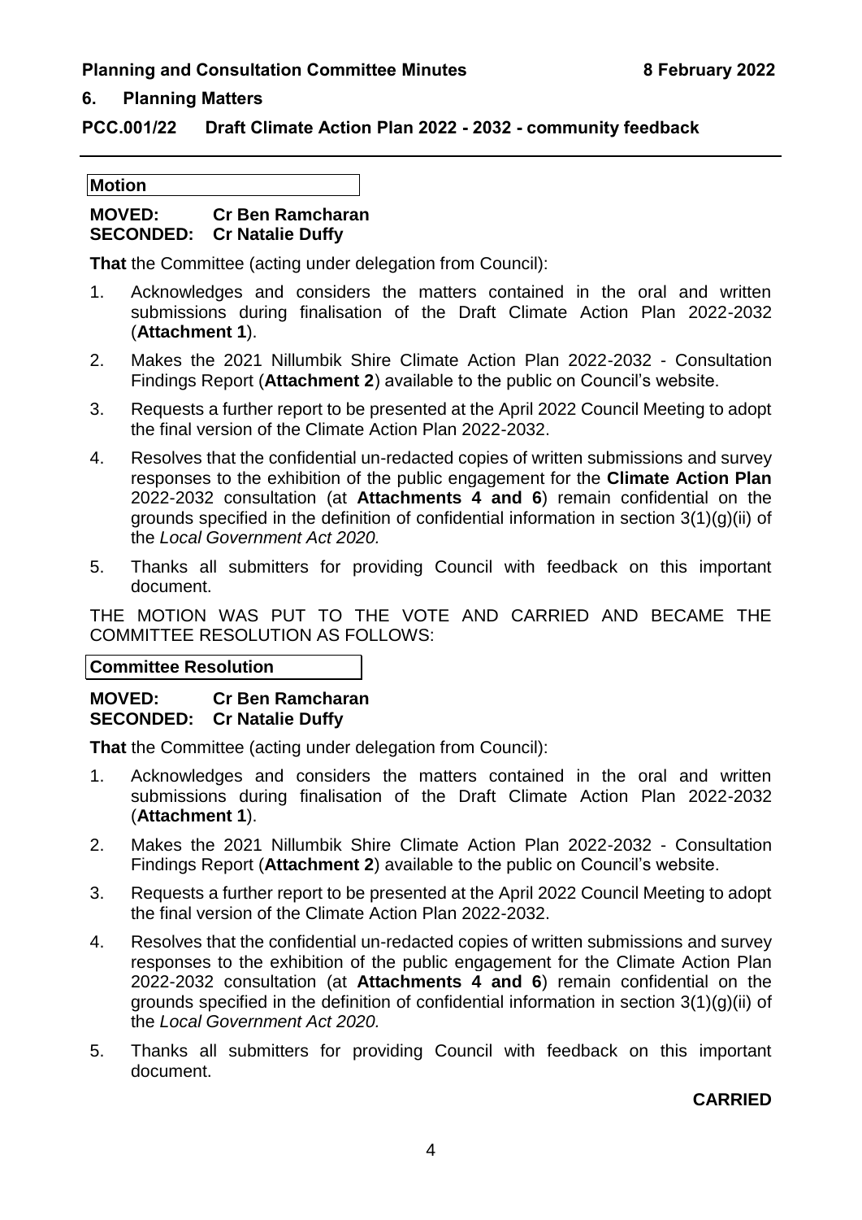## 6. Planning Matters

### PCC.001/22 Draft Climate Action Plan 2022 - 2032 - community feedback

**Motion**

**MOVED: Cr Ben Ramcharan**
**SECONDED: Cr Natalie Duffy**

**That** the Committee (acting under delegation from Council):

1. Acknowledges and considers the matters contained in the oral and written submissions during finalisation of the Draft Climate Action Plan 2022-2032 (**Attachment 1**).
2. Makes the 2021 Nillumbik Shire Climate Action Plan 2022-2032 - Consultation Findings Report (**Attachment 2**) available to the public on Council's website.
3. Requests a further report to be presented at the April 2022 Council Meeting to adopt the final version of the Climate Action Plan 2022-2032.
4. Resolves that the confidential un-redacted copies of written submissions and survey responses to the exhibition of the public engagement for the **Climate Action Plan** 2022-2032 consultation (at **Attachments 4 and 6**) remain confidential on the grounds specified in the definition of confidential information in section 3(1)(g)(ii) of the *Local Government Act 2020.*
5. Thanks all submitters for providing Council with feedback on this important document.

THE MOTION WAS PUT TO THE VOTE AND CARRIED AND BECAME THE COMMITTEE RESOLUTION AS FOLLOWS:

**Committee Resolution**

**MOVED: Cr Ben Ramcharan**
**SECONDED: Cr Natalie Duffy**

**That** the Committee (acting under delegation from Council):

1. Acknowledges and considers the matters contained in the oral and written submissions during finalisation of the Draft Climate Action Plan 2022-2032 (**Attachment 1**).
2. Makes the 2021 Nillumbik Shire Climate Action Plan 2022-2032 - Consultation Findings Report (**Attachment 2**) available to the public on Council's website.
3. Requests a further report to be presented at the April 2022 Council Meeting to adopt the final version of the Climate Action Plan 2022-2032.
4. Resolves that the confidential un-redacted copies of written submissions and survey responses to the exhibition of the public engagement for the Climate Action Plan 2022-2032 consultation (at **Attachments 4 and 6**) remain confidential on the grounds specified in the definition of confidential information in section 3(1)(g)(ii) of the *Local Government Act 2020.*
5. Thanks all submitters for providing Council with feedback on this important document.

**CARRIED**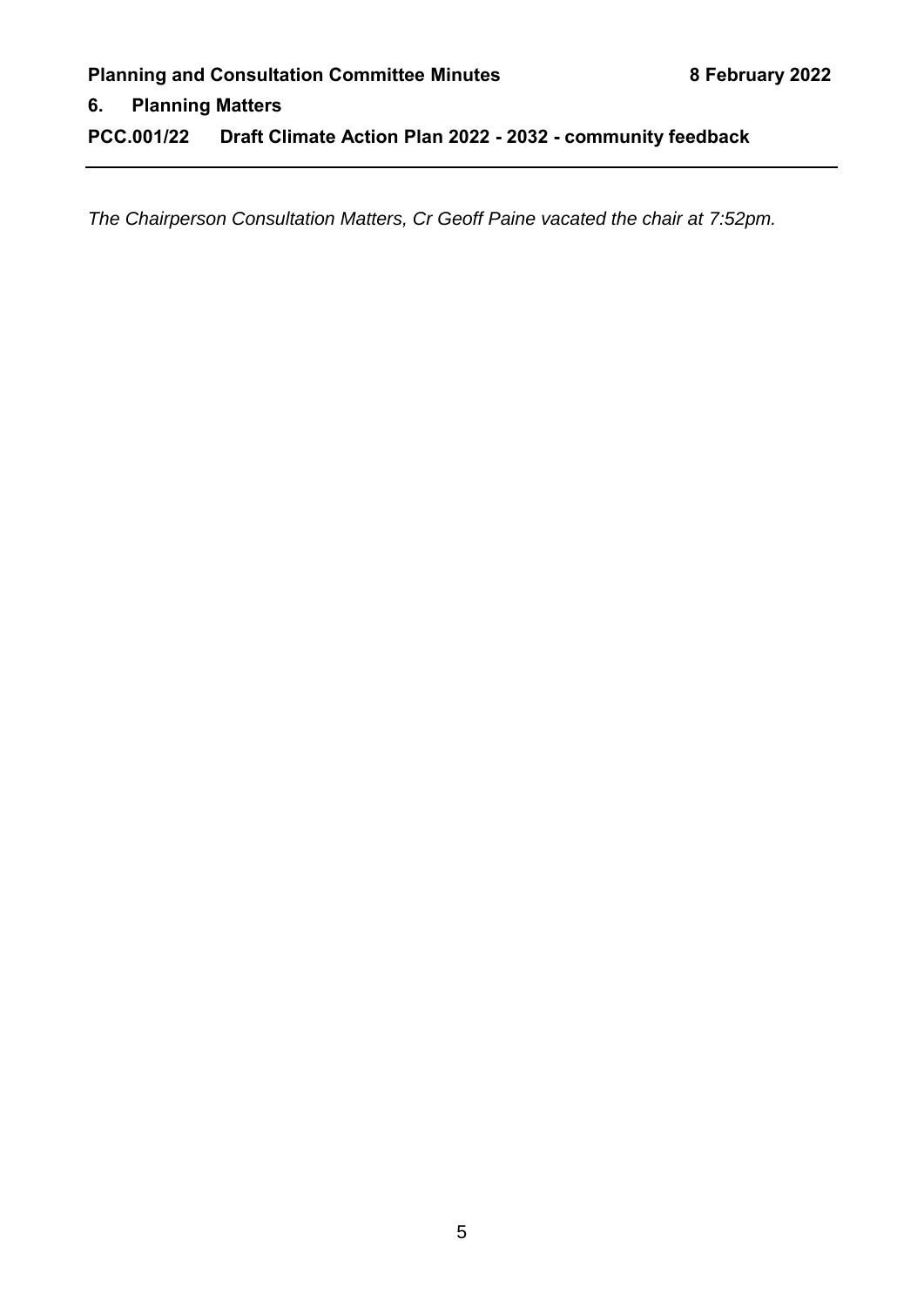## 6. Planning Matters

### PCC.001/22 Draft Climate Action Plan 2022 - 2032 - community feedback

*The Chairperson Consultation Matters, Cr Geoff Paine vacated the chair at 7:52pm.*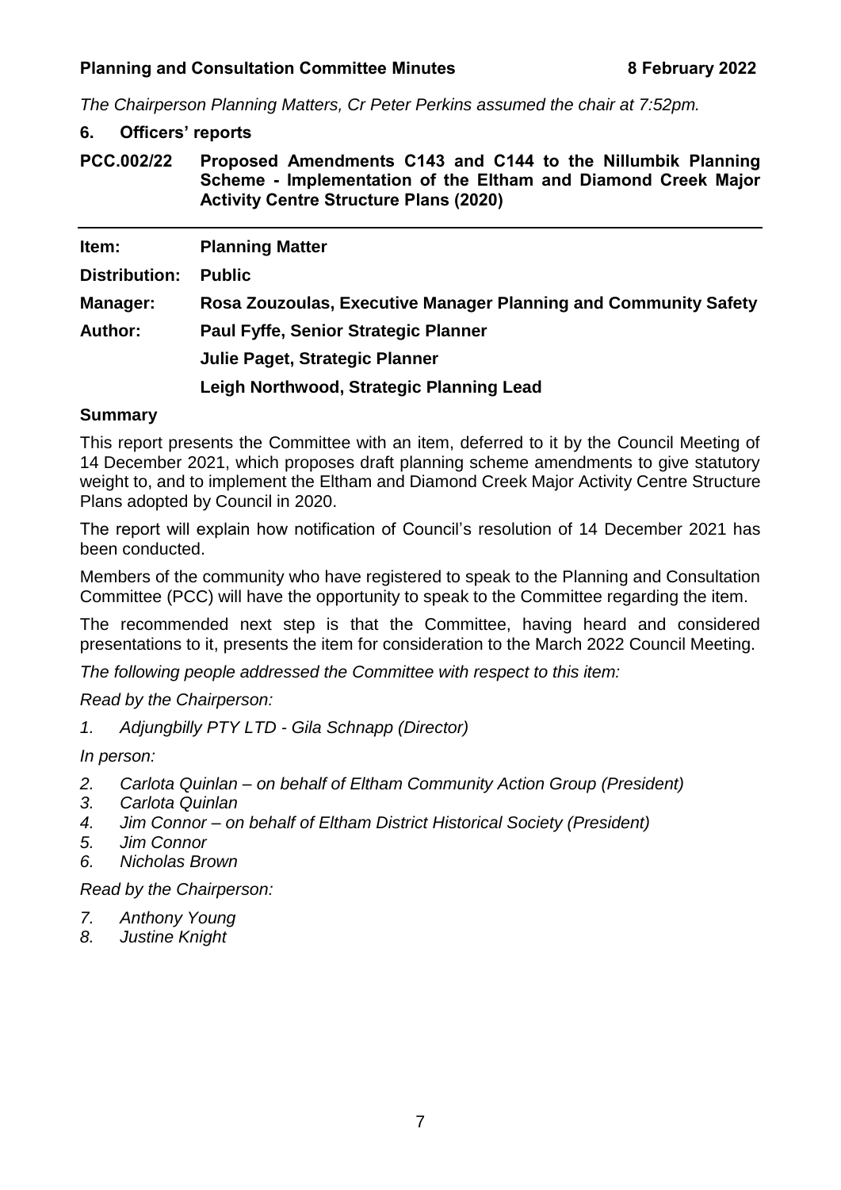*The Chairperson Planning Matters, Cr Peter Perkins assumed the chair at 7:52pm.*

## 6. Officers' reports

### PCC.002/22 Proposed Amendments C143 and C144 to the Nillumbik Planning Scheme - Implementation of the Eltham and Diamond Creek Major Activity Centre Structure Plans (2020)

| | |
|---|---|
| **Item:** | **Planning Matter** |
| **Distribution:** | **Public** |
| **Manager:** | **Rosa Zouzoulas, Executive Manager Planning and Community Safety** |
| **Author:** | **Paul Fyffe, Senior Strategic Planner** |
| | **Julie Paget, Strategic Planner** |
| | **Leigh Northwood, Strategic Planning Lead** |

**Summary**

This report presents the Committee with an item, deferred to it by the Council Meeting of 14 December 2021, which proposes draft planning scheme amendments to give statutory weight to, and to implement the Eltham and Diamond Creek Major Activity Centre Structure Plans adopted by Council in 2020.

The report will explain how notification of Council's resolution of 14 December 2021 has been conducted.

Members of the community who have registered to speak to the Planning and Consultation Committee (PCC) will have the opportunity to speak to the Committee regarding the item.

The recommended next step is that the Committee, having heard and considered presentations to it, presents the item for consideration to the March 2022 Council Meeting.

*The following people addressed the Committee with respect to this item:*

*Read by the Chairperson:*

1. *Adjungbilly PTY LTD - Gila Schnapp (Director)*

*In person:*

2. *Carlota Quinlan – on behalf of Eltham Community Action Group (President)*
3. *Carlota Quinlan*
4. *Jim Connor – on behalf of Eltham District Historical Society (President)*
5. *Jim Connor*
6. *Nicholas Brown*

*Read by the Chairperson:*

7. *Anthony Young*
8. *Justine Knight*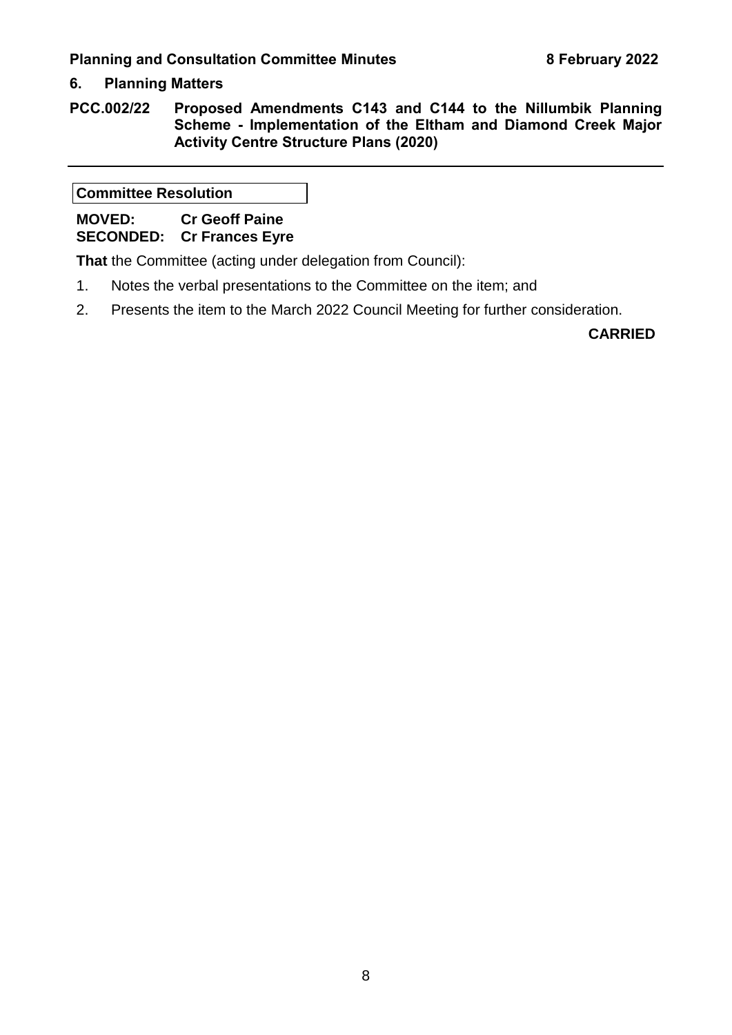## 6. Planning Matters

### PCC.002/22 Proposed Amendments C143 and C144 to the Nillumbik Planning Scheme - Implementation of the Eltham and Diamond Creek Major Activity Centre Structure Plans (2020)

---

**Committee Resolution**

**MOVED:** **Cr Geoff Paine**
**SECONDED:** **Cr Frances Eyre**

**That** the Committee (acting under delegation from Council):

1. Notes the verbal presentations to the Committee on the item; and
2. Presents the item to the March 2022 Council Meeting for further consideration.

**CARRIED**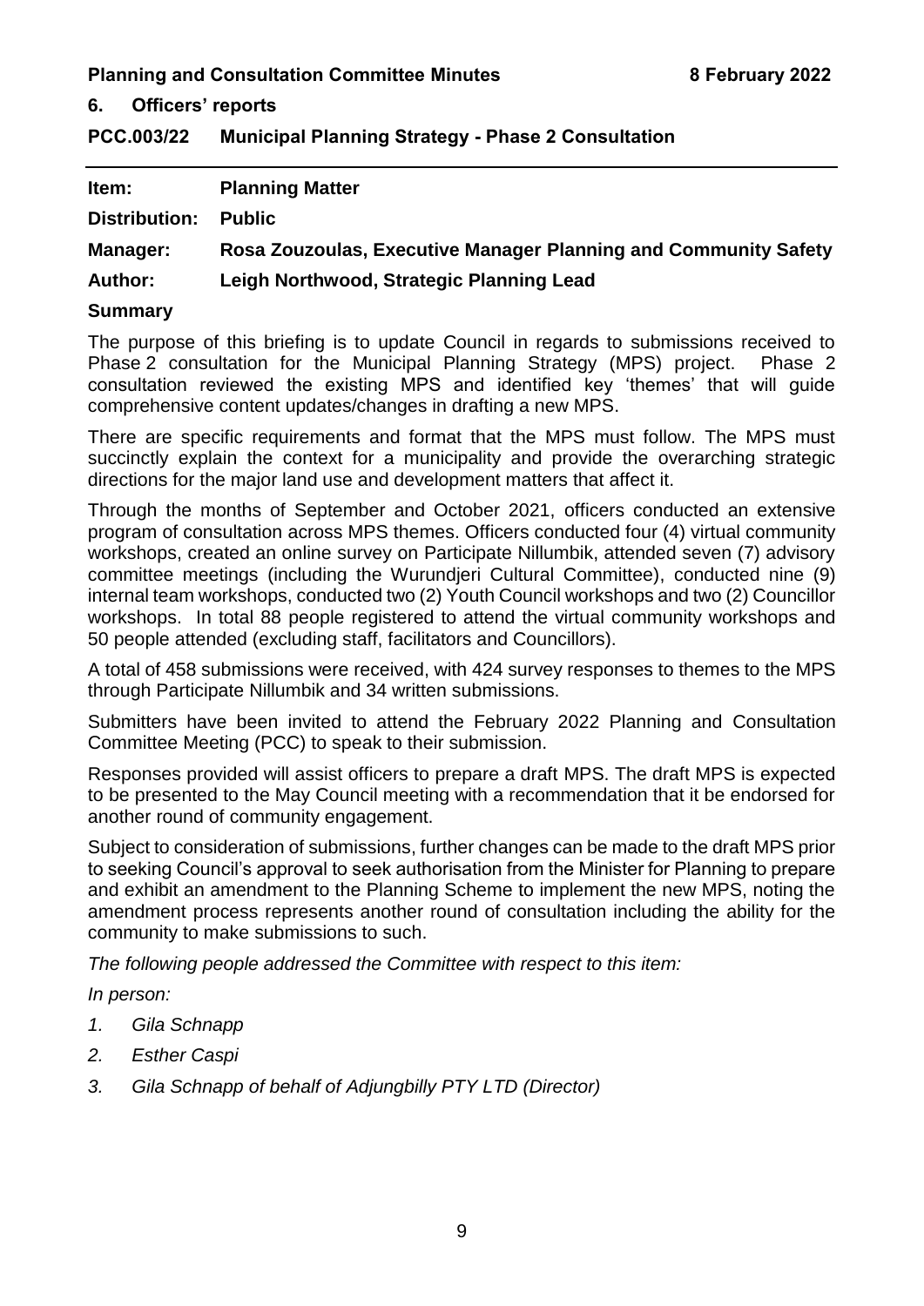## 6. Officers' reports

### PCC.003/22 Municipal Planning Strategy - Phase 2 Consultation

**Item:** **Planning Matter**

**Distribution:** **Public**

**Manager:** **Rosa Zouzoulas, Executive Manager Planning and Community Safety**

**Author:** **Leigh Northwood, Strategic Planning Lead**

**Summary**

The purpose of this briefing is to update Council in regards to submissions received to Phase 2 consultation for the Municipal Planning Strategy (MPS) project. Phase 2 consultation reviewed the existing MPS and identified key 'themes' that will guide comprehensive content updates/changes in drafting a new MPS.

There are specific requirements and format that the MPS must follow. The MPS must succinctly explain the context for a municipality and provide the overarching strategic directions for the major land use and development matters that affect it.

Through the months of September and October 2021, officers conducted an extensive program of consultation across MPS themes. Officers conducted four (4) virtual community workshops, created an online survey on Participate Nillumbik, attended seven (7) advisory committee meetings (including the Wurundjeri Cultural Committee), conducted nine (9) internal team workshops, conducted two (2) Youth Council workshops and two (2) Councillor workshops. In total 88 people registered to attend the virtual community workshops and 50 people attended (excluding staff, facilitators and Councillors).

A total of 458 submissions were received, with 424 survey responses to themes to the MPS through Participate Nillumbik and 34 written submissions.

Submitters have been invited to attend the February 2022 Planning and Consultation Committee Meeting (PCC) to speak to their submission.

Responses provided will assist officers to prepare a draft MPS. The draft MPS is expected to be presented to the May Council meeting with a recommendation that it be endorsed for another round of community engagement.

Subject to consideration of submissions, further changes can be made to the draft MPS prior to seeking Council's approval to seek authorisation from the Minister for Planning to prepare and exhibit an amendment to the Planning Scheme to implement the new MPS, noting the amendment process represents another round of consultation including the ability for the community to make submissions to such.

*The following people addressed the Committee with respect to this item:*

*In person:*

1. *Gila Schnapp*
2. *Esther Caspi*
3. *Gila Schnapp of behalf of Adjungbilly PTY LTD (Director)*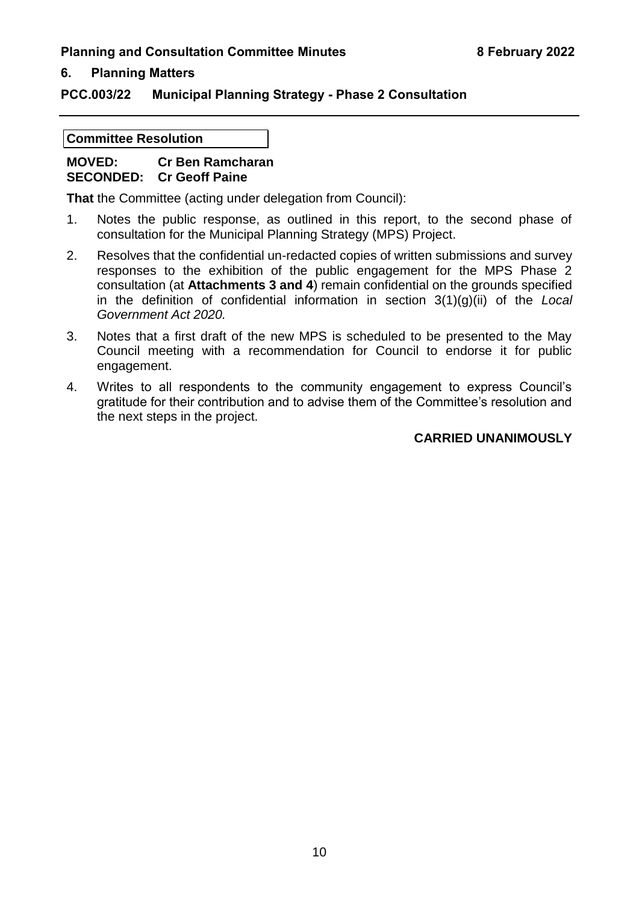## 6. Planning Matters

### PCC.003/22 Municipal Planning Strategy - Phase 2 Consultation

**Committee Resolution**

**MOVED:** **Cr Ben Ramcharan**
**SECONDED:** **Cr Geoff Paine**

**That** the Committee (acting under delegation from Council):

1. Notes the public response, as outlined in this report, to the second phase of consultation for the Municipal Planning Strategy (MPS) Project.
2. Resolves that the confidential un-redacted copies of written submissions and survey responses to the exhibition of the public engagement for the MPS Phase 2 consultation (at **Attachments 3 and 4**) remain confidential on the grounds specified in the definition of confidential information in section 3(1)(g)(ii) of the *Local Government Act 2020.*
3. Notes that a first draft of the new MPS is scheduled to be presented to the May Council meeting with a recommendation for Council to endorse it for public engagement.
4. Writes to all respondents to the community engagement to express Council's gratitude for their contribution and to advise them of the Committee's resolution and the next steps in the project.

**CARRIED UNANIMOUSLY**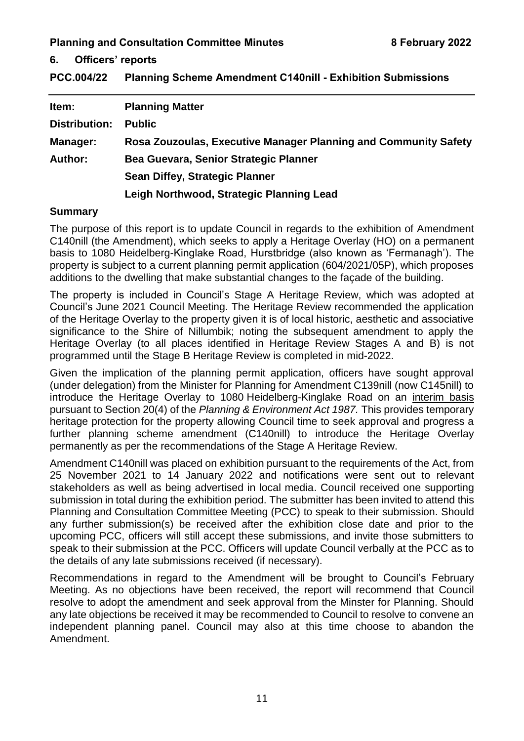## 6. Officers' reports

### PCC.004/22 Planning Scheme Amendment C140nill - Exhibition Submissions

| | |
|---|---|
| **Item:** | **Planning Matter** |
| **Distribution:** | **Public** |
| **Manager:** | **Rosa Zouzoulas, Executive Manager Planning and Community Safety** |
| **Author:** | **Bea Guevara, Senior Strategic Planner** |
| | **Sean Diffey, Strategic Planner** |
| | **Leigh Northwood, Strategic Planning Lead** |

### Summary

The purpose of this report is to update Council in regards to the exhibition of Amendment C140nill (the Amendment), which seeks to apply a Heritage Overlay (HO) on a permanent basis to 1080 Heidelberg-Kinglake Road, Hurstbridge (also known as 'Fermanagh'). The property is subject to a current planning permit application (604/2021/05P), which proposes additions to the dwelling that make substantial changes to the façade of the building.

The property is included in Council's Stage A Heritage Review, which was adopted at Council's June 2021 Council Meeting. The Heritage Review recommended the application of the Heritage Overlay to the property given it is of local historic, aesthetic and associative significance to the Shire of Nillumbik; noting the subsequent amendment to apply the Heritage Overlay (to all places identified in Heritage Review Stages A and B) is not programmed until the Stage B Heritage Review is completed in mid-2022.

Given the implication of the planning permit application, officers have sought approval (under delegation) from the Minister for Planning for Amendment C139nill (now C145nill) to introduce the Heritage Overlay to 1080 Heidelberg-Kinglake Road on an interim basis pursuant to Section 20(4) of the *Planning & Environment Act 1987.* This provides temporary heritage protection for the property allowing Council time to seek approval and progress a further planning scheme amendment (C140nill) to introduce the Heritage Overlay permanently as per the recommendations of the Stage A Heritage Review.

Amendment C140nill was placed on exhibition pursuant to the requirements of the Act, from 25 November 2021 to 14 January 2022 and notifications were sent out to relevant stakeholders as well as being advertised in local media. Council received one supporting submission in total during the exhibition period. The submitter has been invited to attend this Planning and Consultation Committee Meeting (PCC) to speak to their submission. Should any further submission(s) be received after the exhibition close date and prior to the upcoming PCC, officers will still accept these submissions, and invite those submitters to speak to their submission at the PCC. Officers will update Council verbally at the PCC as to the details of any late submissions received (if necessary).

Recommendations in regard to the Amendment will be brought to Council's February Meeting. As no objections have been received, the report will recommend that Council resolve to adopt the amendment and seek approval from the Minster for Planning. Should any late objections be received it may be recommended to Council to resolve to convene an independent planning panel. Council may also at this time choose to abandon the Amendment.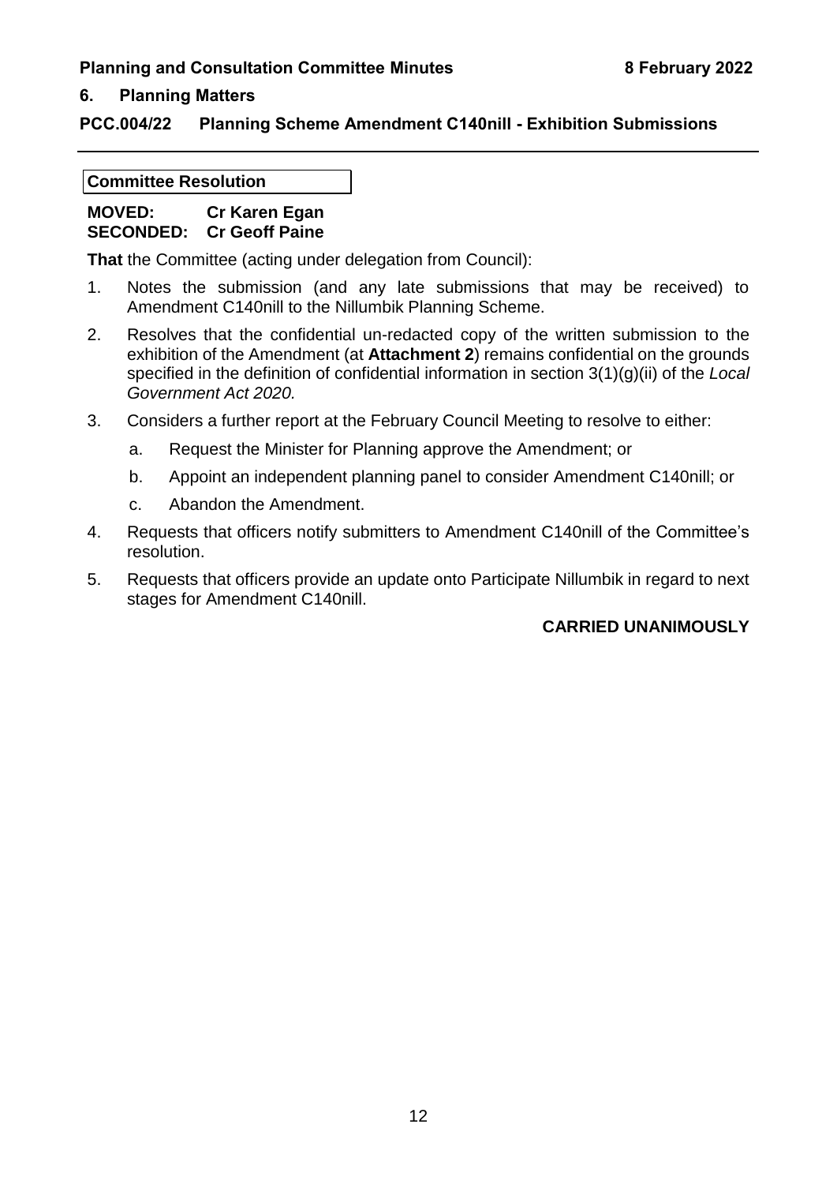## 6. Planning Matters

### PCC.004/22 Planning Scheme Amendment C140nill - Exhibition Submissions

---

**Committee Resolution**

**MOVED: Cr Karen Egan**
**SECONDED: Cr Geoff Paine**

**That** the Committee (acting under delegation from Council):

1. Notes the submission (and any late submissions that may be received) to Amendment C140nill to the Nillumbik Planning Scheme.
2. Resolves that the confidential un-redacted copy of the written submission to the exhibition of the Amendment (at **Attachment 2**) remains confidential on the grounds specified in the definition of confidential information in section 3(1)(g)(ii) of the *Local Government Act 2020.*
3. Considers a further report at the February Council Meeting to resolve to either:
   a. Request the Minister for Planning approve the Amendment; or
   b. Appoint an independent planning panel to consider Amendment C140nill; or
   c. Abandon the Amendment.
4. Requests that officers notify submitters to Amendment C140nill of the Committee's resolution.
5. Requests that officers provide an update onto Participate Nillumbik in regard to next stages for Amendment C140nill.

**CARRIED UNANIMOUSLY**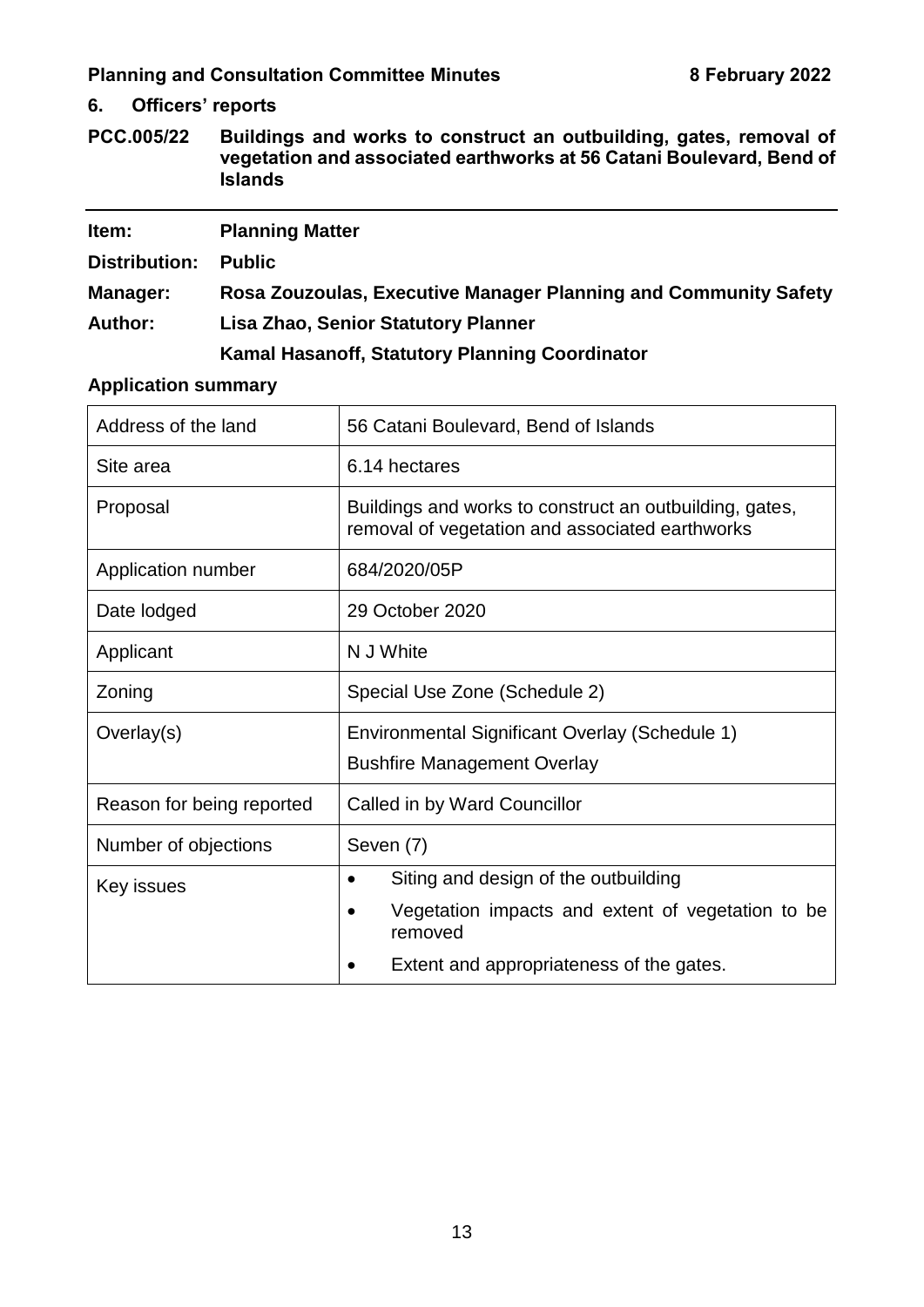## 6. Officers' reports

### PCC.005/22 Buildings and works to construct an outbuilding, gates, removal of vegetation and associated earthworks at 56 Catani Boulevard, Bend of Islands

---

**Item:** **Planning Matter**

**Distribution:** **Public**

**Manager:** **Rosa Zouzoulas, Executive Manager Planning and Community Safety**

**Author:** **Lisa Zhao, Senior Statutory Planner**

**Kamal Hasanoff, Statutory Planning Coordinator**

**Application summary**

| | |
|---|---|
| Address of the land | 56 Catani Boulevard, Bend of Islands |
| Site area | 6.14 hectares |
| Proposal | Buildings and works to construct an outbuilding, gates, removal of vegetation and associated earthworks |
| Application number | 684/2020/05P |
| Date lodged | 29 October 2020 |
| Applicant | N J White |
| Zoning | Special Use Zone (Schedule 2) |
| Overlay(s) | Environmental Significant Overlay (Schedule 1)<br>Bushfire Management Overlay |
| Reason for being reported | Called in by Ward Councillor |
| Number of objections | Seven (7) |
| Key issues | • Siting and design of the outbuilding<br>• Vegetation impacts and extent of vegetation to be removed<br>• Extent and appropriateness of the gates. |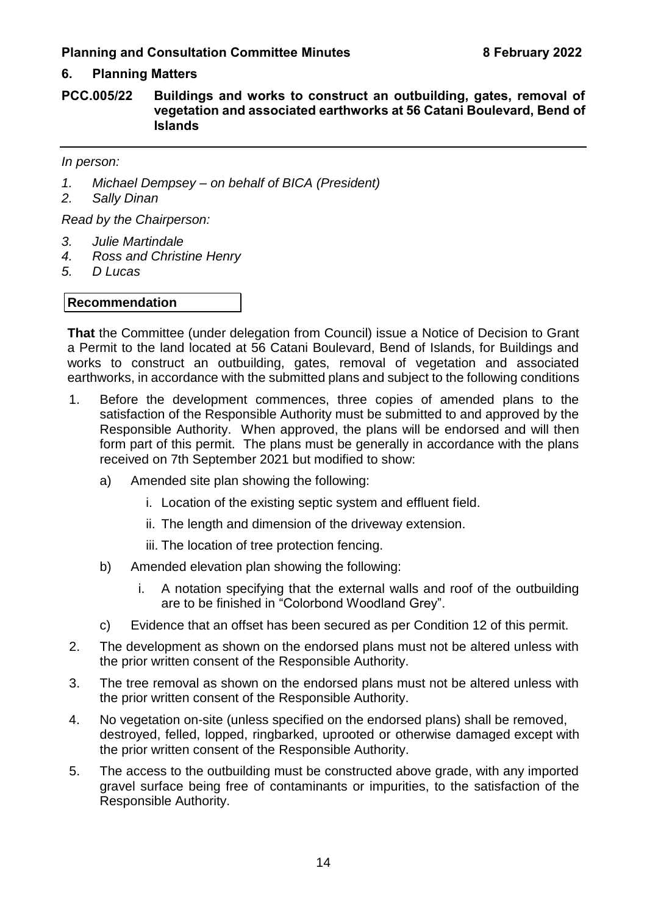## 6. Planning Matters

### PCC.005/22 Buildings and works to construct an outbuilding, gates, removal of vegetation and associated earthworks at 56 Catani Boulevard, Bend of Islands

*In person:*

1. *Michael Dempsey – on behalf of BICA (President)*
2. *Sally Dinan*

*Read by the Chairperson:*

3. *Julie Martindale*
4. *Ross and Christine Henry*
5. *D Lucas*

**Recommendation**

**That** the Committee (under delegation from Council) issue a Notice of Decision to Grant a Permit to the land located at 56 Catani Boulevard, Bend of Islands, for Buildings and works to construct an outbuilding, gates, removal of vegetation and associated earthworks, in accordance with the submitted plans and subject to the following conditions

1. Before the development commences, three copies of amended plans to the satisfaction of the Responsible Authority must be submitted to and approved by the Responsible Authority. When approved, the plans will be endorsed and will then form part of this permit. The plans must be generally in accordance with the plans received on 7th September 2021 but modified to show:
   a) Amended site plan showing the following:
      i. Location of the existing septic system and effluent field.
      ii. The length and dimension of the driveway extension.
      iii. The location of tree protection fencing.
   b) Amended elevation plan showing the following:
      i. A notation specifying that the external walls and roof of the outbuilding are to be finished in "Colorbond Woodland Grey".
   c) Evidence that an offset has been secured as per Condition 12 of this permit.
2. The development as shown on the endorsed plans must not be altered unless with the prior written consent of the Responsible Authority.
3. The tree removal as shown on the endorsed plans must not be altered unless with the prior written consent of the Responsible Authority.
4. No vegetation on-site (unless specified on the endorsed plans) shall be removed, destroyed, felled, lopped, ringbarked, uprooted or otherwise damaged except with the prior written consent of the Responsible Authority.
5. The access to the outbuilding must be constructed above grade, with any imported gravel surface being free of contaminants or impurities, to the satisfaction of the Responsible Authority.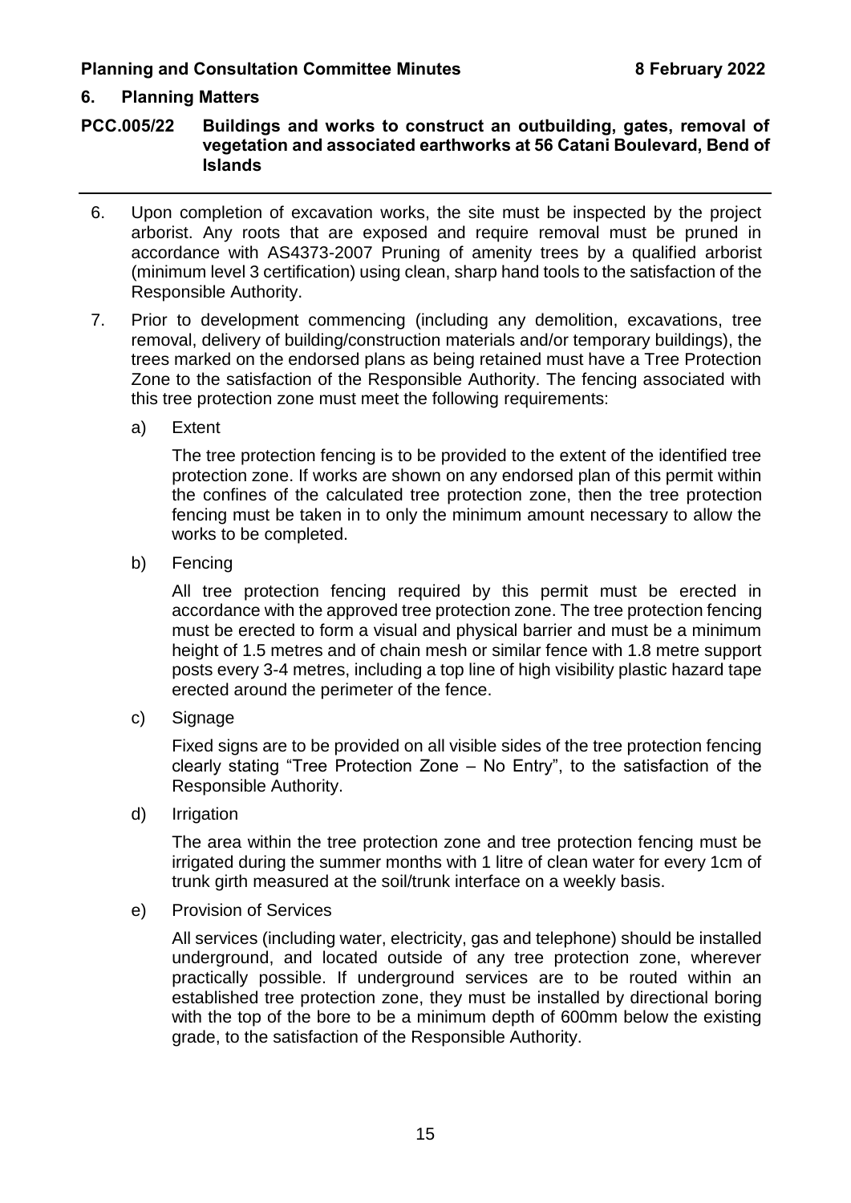## 6. Planning Matters

### PCC.005/22 Buildings and works to construct an outbuilding, gates, removal of vegetation and associated earthworks at 56 Catani Boulevard, Bend of Islands

6. Upon completion of excavation works, the site must be inspected by the project arborist. Any roots that are exposed and require removal must be pruned in accordance with AS4373-2007 Pruning of amenity trees by a qualified arborist (minimum level 3 certification) using clean, sharp hand tools to the satisfaction of the Responsible Authority.

7. Prior to development commencing (including any demolition, excavations, tree removal, delivery of building/construction materials and/or temporary buildings), the trees marked on the endorsed plans as being retained must have a Tree Protection Zone to the satisfaction of the Responsible Authority. The fencing associated with this tree protection zone must meet the following requirements:

   a) Extent

      The tree protection fencing is to be provided to the extent of the identified tree protection zone. If works are shown on any endorsed plan of this permit within the confines of the calculated tree protection zone, then the tree protection fencing must be taken in to only the minimum amount necessary to allow the works to be completed.

   b) Fencing

      All tree protection fencing required by this permit must be erected in accordance with the approved tree protection zone. The tree protection fencing must be erected to form a visual and physical barrier and must be a minimum height of 1.5 metres and of chain mesh or similar fence with 1.8 metre support posts every 3-4 metres, including a top line of high visibility plastic hazard tape erected around the perimeter of the fence.

   c) Signage

      Fixed signs are to be provided on all visible sides of the tree protection fencing clearly stating "Tree Protection Zone – No Entry", to the satisfaction of the Responsible Authority.

   d) Irrigation

      The area within the tree protection zone and tree protection fencing must be irrigated during the summer months with 1 litre of clean water for every 1cm of trunk girth measured at the soil/trunk interface on a weekly basis.

   e) Provision of Services

      All services (including water, electricity, gas and telephone) should be installed underground, and located outside of any tree protection zone, wherever practically possible. If underground services are to be routed within an established tree protection zone, they must be installed by directional boring with the top of the bore to be a minimum depth of 600mm below the existing grade, to the satisfaction of the Responsible Authority.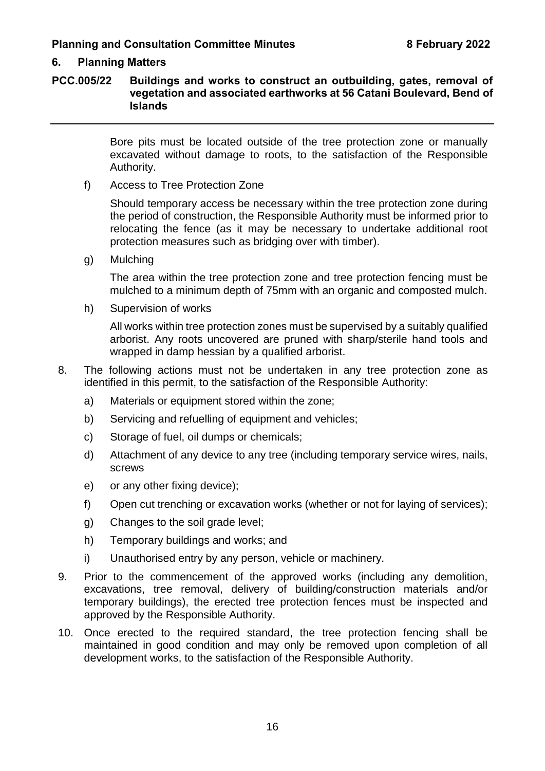## 6. Planning Matters

### PCC.005/22 Buildings and works to construct an outbuilding, gates, removal of vegetation and associated earthworks at 56 Catani Boulevard, Bend of Islands

Bore pits must be located outside of the tree protection zone or manually excavated without damage to roots, to the satisfaction of the Responsible Authority.

f) Access to Tree Protection Zone

Should temporary access be necessary within the tree protection zone during the period of construction, the Responsible Authority must be informed prior to relocating the fence (as it may be necessary to undertake additional root protection measures such as bridging over with timber).

g) Mulching

The area within the tree protection zone and tree protection fencing must be mulched to a minimum depth of 75mm with an organic and composted mulch.

h) Supervision of works

All works within tree protection zones must be supervised by a suitably qualified arborist. Any roots uncovered are pruned with sharp/sterile hand tools and wrapped in damp hessian by a qualified arborist.

8. The following actions must not be undertaken in any tree protection zone as identified in this permit, to the satisfaction of the Responsible Authority:
   a) Materials or equipment stored within the zone;
   b) Servicing and refuelling of equipment and vehicles;
   c) Storage of fuel, oil dumps or chemicals;
   d) Attachment of any device to any tree (including temporary service wires, nails, screws
   e) or any other fixing device);
   f) Open cut trenching or excavation works (whether or not for laying of services);
   g) Changes to the soil grade level;
   h) Temporary buildings and works; and
   i) Unauthorised entry by any person, vehicle or machinery.
9. Prior to the commencement of the approved works (including any demolition, excavations, tree removal, delivery of building/construction materials and/or temporary buildings), the erected tree protection fences must be inspected and approved by the Responsible Authority.
10. Once erected to the required standard, the tree protection fencing shall be maintained in good condition and may only be removed upon completion of all development works, to the satisfaction of the Responsible Authority.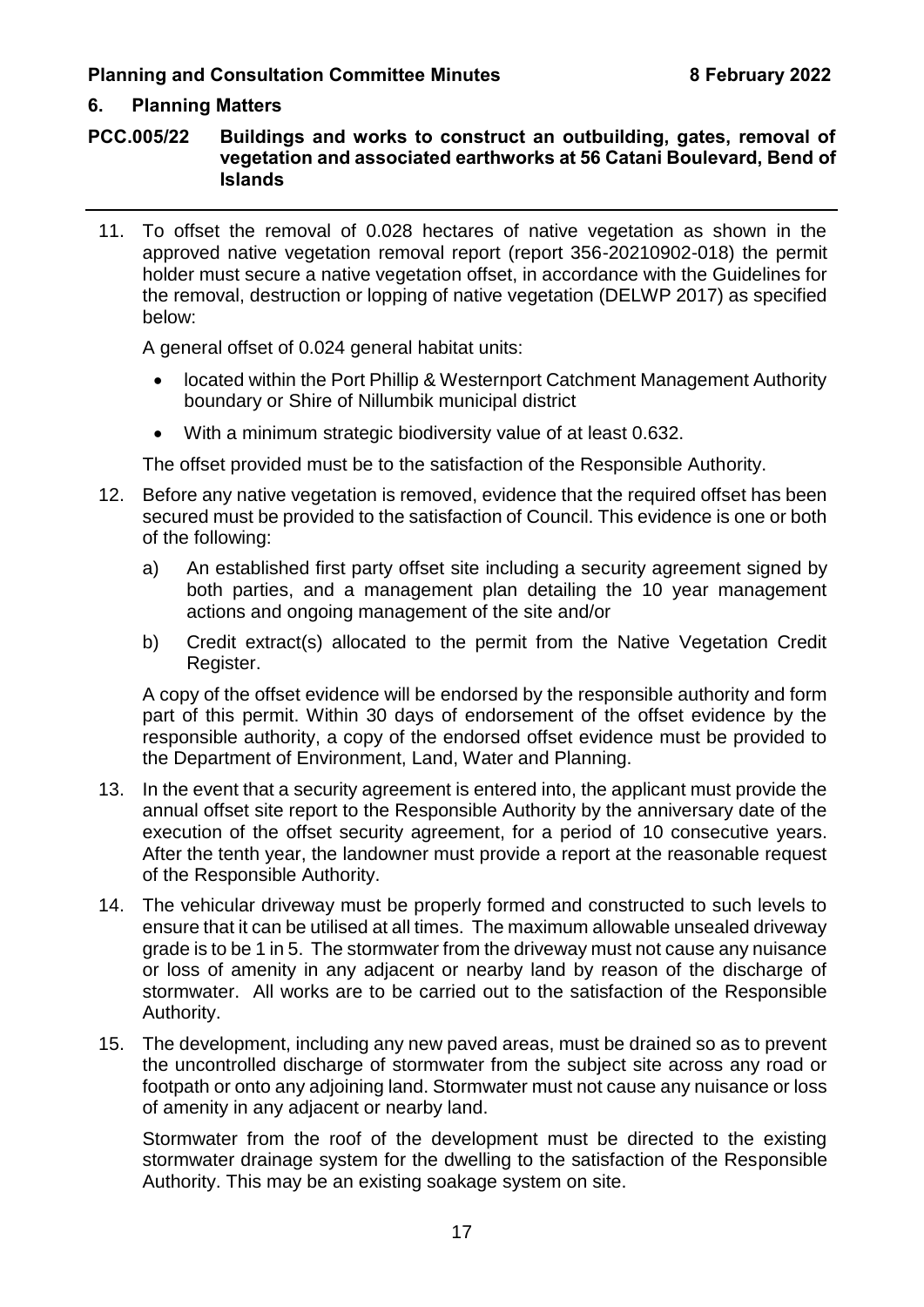## 6. Planning Matters

### PCC.005/22 Buildings and works to construct an outbuilding, gates, removal of vegetation and associated earthworks at 56 Catani Boulevard, Bend of Islands

11. To offset the removal of 0.028 hectares of native vegetation as shown in the approved native vegetation removal report (report 356-20210902-018) the permit holder must secure a native vegetation offset, in accordance with the Guidelines for the removal, destruction or lopping of native vegetation (DELWP 2017) as specified below:

    A general offset of 0.024 general habitat units:

    - located within the Port Phillip & Westernport Catchment Management Authority boundary or Shire of Nillumbik municipal district
    - With a minimum strategic biodiversity value of at least 0.632.

    The offset provided must be to the satisfaction of the Responsible Authority.

12. Before any native vegetation is removed, evidence that the required offset has been secured must be provided to the satisfaction of Council. This evidence is one or both of the following:

    a) An established first party offset site including a security agreement signed by both parties, and a management plan detailing the 10 year management actions and ongoing management of the site and/or

    b) Credit extract(s) allocated to the permit from the Native Vegetation Credit Register.

    A copy of the offset evidence will be endorsed by the responsible authority and form part of this permit. Within 30 days of endorsement of the offset evidence by the responsible authority, a copy of the endorsed offset evidence must be provided to the Department of Environment, Land, Water and Planning.

13. In the event that a security agreement is entered into, the applicant must provide the annual offset site report to the Responsible Authority by the anniversary date of the execution of the offset security agreement, for a period of 10 consecutive years. After the tenth year, the landowner must provide a report at the reasonable request of the Responsible Authority.

14. The vehicular driveway must be properly formed and constructed to such levels to ensure that it can be utilised at all times. The maximum allowable unsealed driveway grade is to be 1 in 5. The stormwater from the driveway must not cause any nuisance or loss of amenity in any adjacent or nearby land by reason of the discharge of stormwater. All works are to be carried out to the satisfaction of the Responsible Authority.

15. The development, including any new paved areas, must be drained so as to prevent the uncontrolled discharge of stormwater from the subject site across any road or footpath or onto any adjoining land. Stormwater must not cause any nuisance or loss of amenity in any adjacent or nearby land.

    Stormwater from the roof of the development must be directed to the existing stormwater drainage system for the dwelling to the satisfaction of the Responsible Authority. This may be an existing soakage system on site.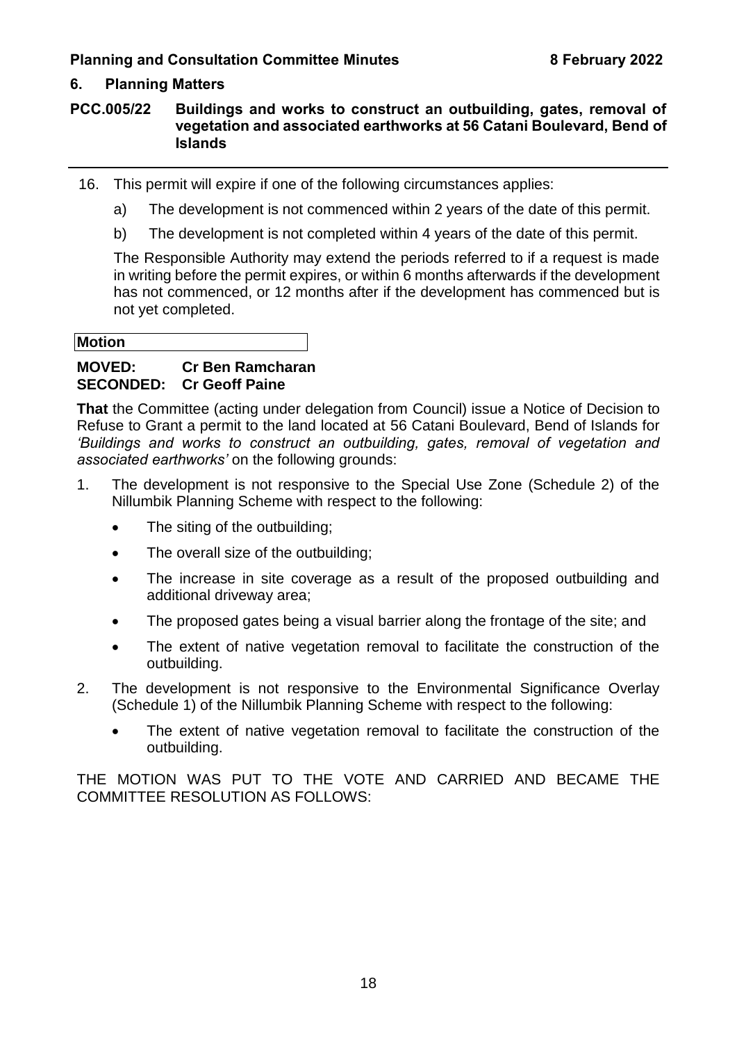## 6. Planning Matters

### PCC.005/22 Buildings and works to construct an outbuilding, gates, removal of vegetation and associated earthworks at 56 Catani Boulevard, Bend of Islands

16. This permit will expire if one of the following circumstances applies:

    a) The development is not commenced within 2 years of the date of this permit.

    b) The development is not completed within 4 years of the date of this permit.

    The Responsible Authority may extend the periods referred to if a request is made in writing before the permit expires, or within 6 months afterwards if the development has not commenced, or 12 months after if the development has commenced but is not yet completed.

**Motion**

**MOVED: Cr Ben Ramcharan**
**SECONDED: Cr Geoff Paine**

**That** the Committee (acting under delegation from Council) issue a Notice of Decision to Refuse to Grant a permit to the land located at 56 Catani Boulevard, Bend of Islands for *'Buildings and works to construct an outbuilding, gates, removal of vegetation and associated earthworks'* on the following grounds:

1. The development is not responsive to the Special Use Zone (Schedule 2) of the Nillumbik Planning Scheme with respect to the following:
   - The siting of the outbuilding;
   - The overall size of the outbuilding;
   - The increase in site coverage as a result of the proposed outbuilding and additional driveway area;
   - The proposed gates being a visual barrier along the frontage of the site; and
   - The extent of native vegetation removal to facilitate the construction of the outbuilding.
2. The development is not responsive to the Environmental Significance Overlay (Schedule 1) of the Nillumbik Planning Scheme with respect to the following:
   - The extent of native vegetation removal to facilitate the construction of the outbuilding.

THE MOTION WAS PUT TO THE VOTE AND CARRIED AND BECAME THE COMMITTEE RESOLUTION AS FOLLOWS: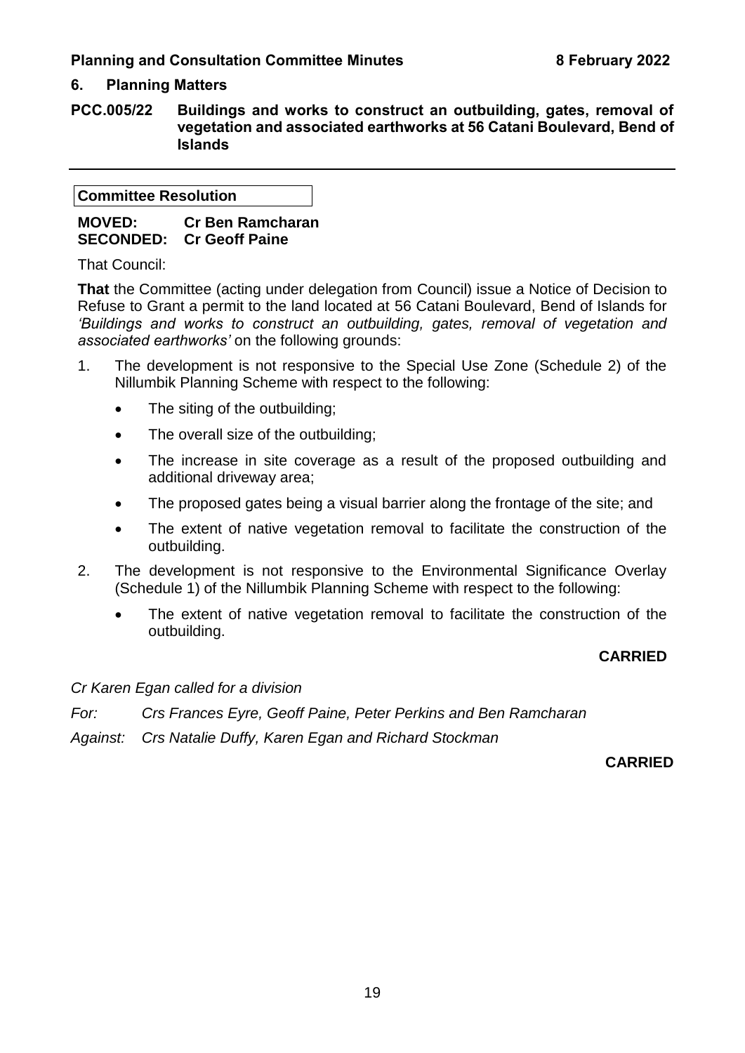## 6. Planning Matters

### PCC.005/22 Buildings and works to construct an outbuilding, gates, removal of vegetation and associated earthworks at 56 Catani Boulevard, Bend of Islands

---

**Committee Resolution**

**MOVED:** **Cr Ben Ramcharan**
**SECONDED:** **Cr Geoff Paine**

That Council:

**That** the Committee (acting under delegation from Council) issue a Notice of Decision to Refuse to Grant a permit to the land located at 56 Catani Boulevard, Bend of Islands for *'Buildings and works to construct an outbuilding, gates, removal of vegetation and associated earthworks'* on the following grounds:

1. The development is not responsive to the Special Use Zone (Schedule 2) of the Nillumbik Planning Scheme with respect to the following:
   - The siting of the outbuilding;
   - The overall size of the outbuilding;
   - The increase in site coverage as a result of the proposed outbuilding and additional driveway area;
   - The proposed gates being a visual barrier along the frontage of the site; and
   - The extent of native vegetation removal to facilitate the construction of the outbuilding.
2. The development is not responsive to the Environmental Significance Overlay (Schedule 1) of the Nillumbik Planning Scheme with respect to the following:
   - The extent of native vegetation removal to facilitate the construction of the outbuilding.

**CARRIED**

*Cr Karen Egan called for a division*

*For: Crs Frances Eyre, Geoff Paine, Peter Perkins and Ben Ramcharan*

*Against: Crs Natalie Duffy, Karen Egan and Richard Stockman*

**CARRIED**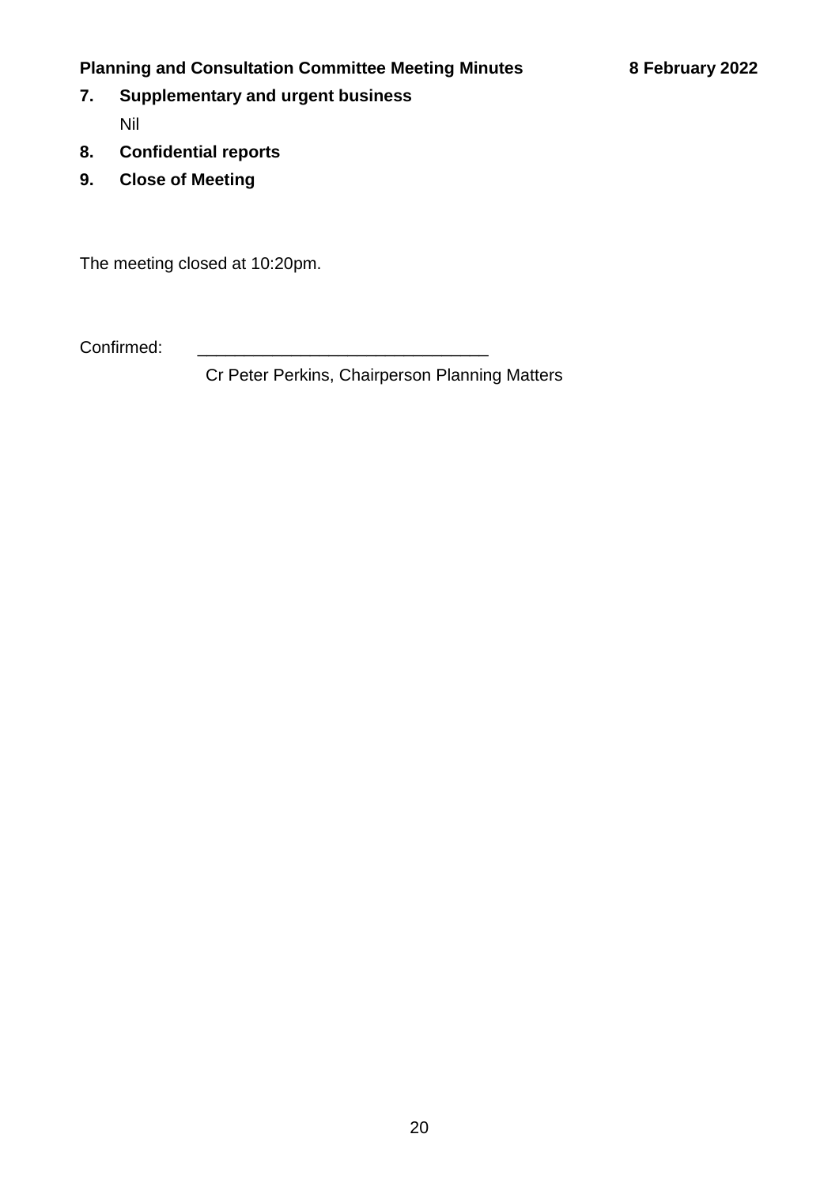## 7. Supplementary and urgent business

Nil

## 8. Confidential reports

## 9. Close of Meeting

The meeting closed at 10:20pm.

Confirmed: ______________________________

Cr Peter Perkins, Chairperson Planning Matters